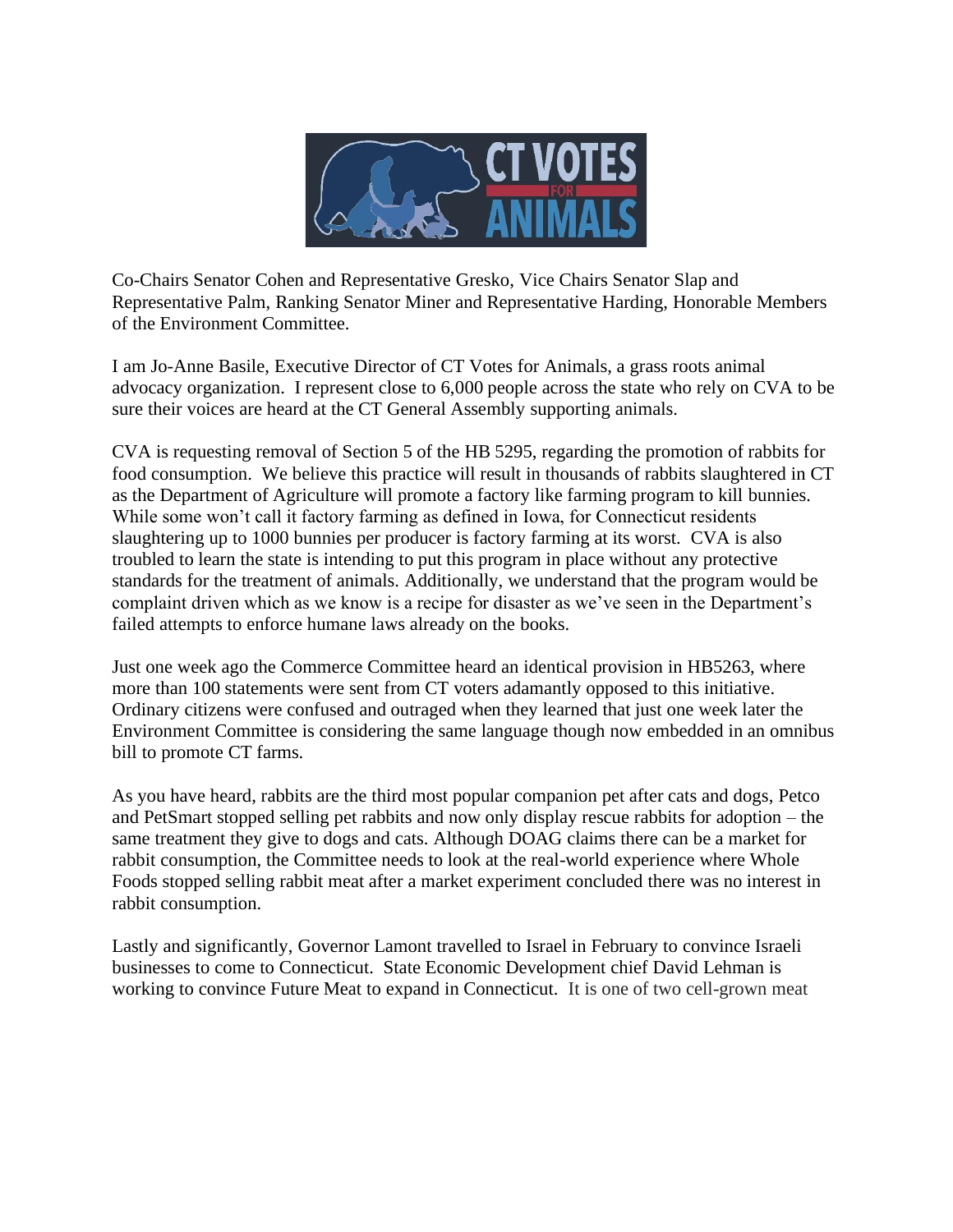Co-Chairs Senator Cohen and Representative Gresko, Vice Chairs Senator Slap and Representative Palm, Ranking Senator Miner and Representative Harding, Honorable Members of the Environment Committee.

I am Jo-Anne Basile, Executive Director of CT Votes for Animals, a grass roots animal advocacy organization. I represent close to 6,000 people across the state who rely on CVA to be sure their voices are heard at the CT General Assembly supporting animals.

CVA is requesting removal of Section 5 of the HB 5295, regarding the promotion of rabbits for food consumption. We believe this practice will result in thousands of rabbits slaughtered in CT as the Department of Agriculture will promote a factory like farming program to kill bunnies. While some won't call it factory farming as defined in Iowa, for Connecticut residents slaughtering up to 1000 bunnies per producer is factory farming at its worst. CVA is also troubled to learn the state is intending to put this program in place without any protective standards for the treatment of animals. Additionally, we understand that the program would be complaint driven which as we know is a recipe for disaster as we've seen in the Department's failed attempts to enforce humane laws already on the books.

Just one week ago the Commerce Committee heard an identical provision in HB5263, where more than 100 statements were sent from CT voters adamantly opposed to this initiative. Ordinary citizens were confused and outraged when they learned that just one week later the Environment Committee is considering the same language though now embedded in an omnibus bill to promote CT farms.

As you have heard, rabbits are the third most popular companion pet after cats and dogs, Petco and PetSmart stopped selling pet rabbits and now only display rescue rabbits for adoption – the same treatment they give to dogs and cats. Although DOAG claims there can be a market for rabbit consumption, the Committee needs to look at the real-world experience where Whole Foods stopped selling rabbit meat after a market experiment concluded there was no interest in rabbit consumption.

Lastly and significantly, Governor Lamont travelled to Israel in February to convince Israeli businesses to come to Connecticut. State Economic Development chief David Lehman is working to convince Future Meat to expand in Connecticut. It is one of two cell-grown meat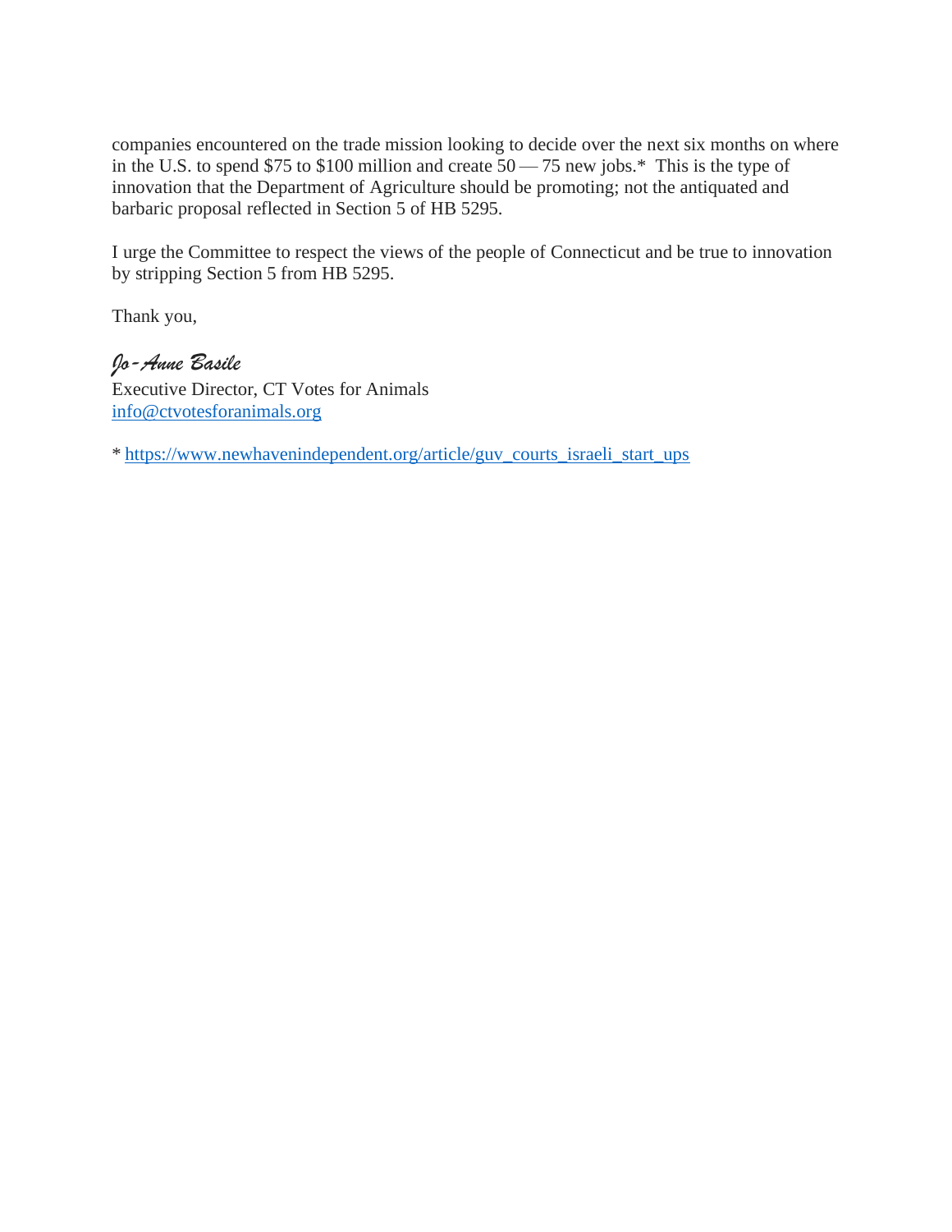companies encountered on the trade mission looking to decide over the next six months on where in the U.S. to spend $75 to $100 million and create 50 — 75 new jobs.* This is the type of innovation that the Department of Agriculture should be promoting; not the antiquated and barbaric proposal reflected in Section 5 of HB 5295.

I urge the Committee to respect the views of the people of Connecticut and be true to innovation by stripping Section 5 from HB 5295.

Thank you,

*Jo-Anne Basile*
Executive Director, CT Votes for Animals
info@ctvotesforanimals.org

* https://www.newhavenindependent.org/article/guv_courts_israeli_start_ups